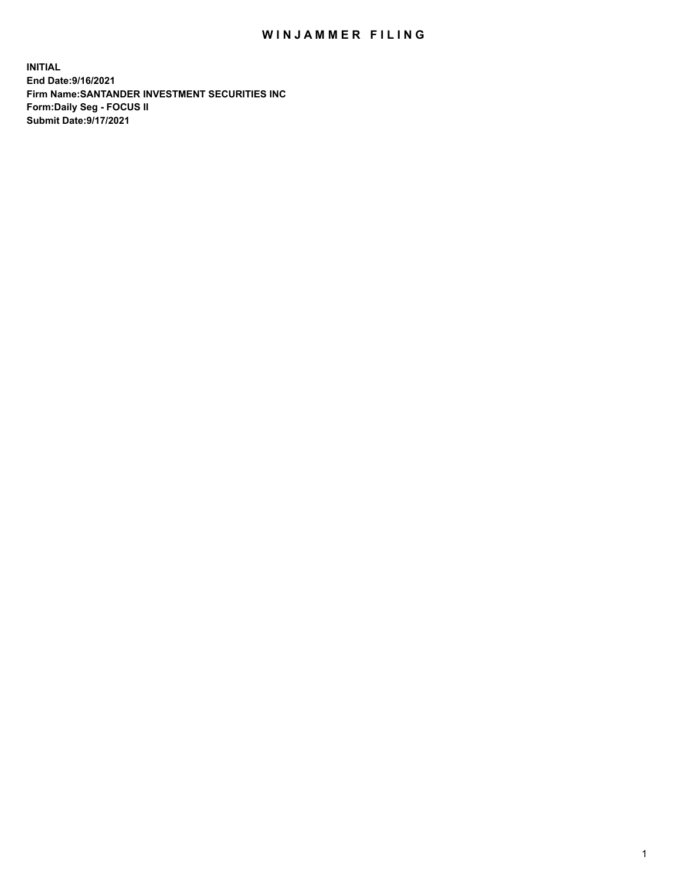# WINJAMMER FILING

**INITIAL**
**End Date:9/16/2021**
**Firm Name:SANTANDER INVESTMENT SECURITIES INC**
**Form:Daily Seg - FOCUS II**
**Submit Date:9/17/2021**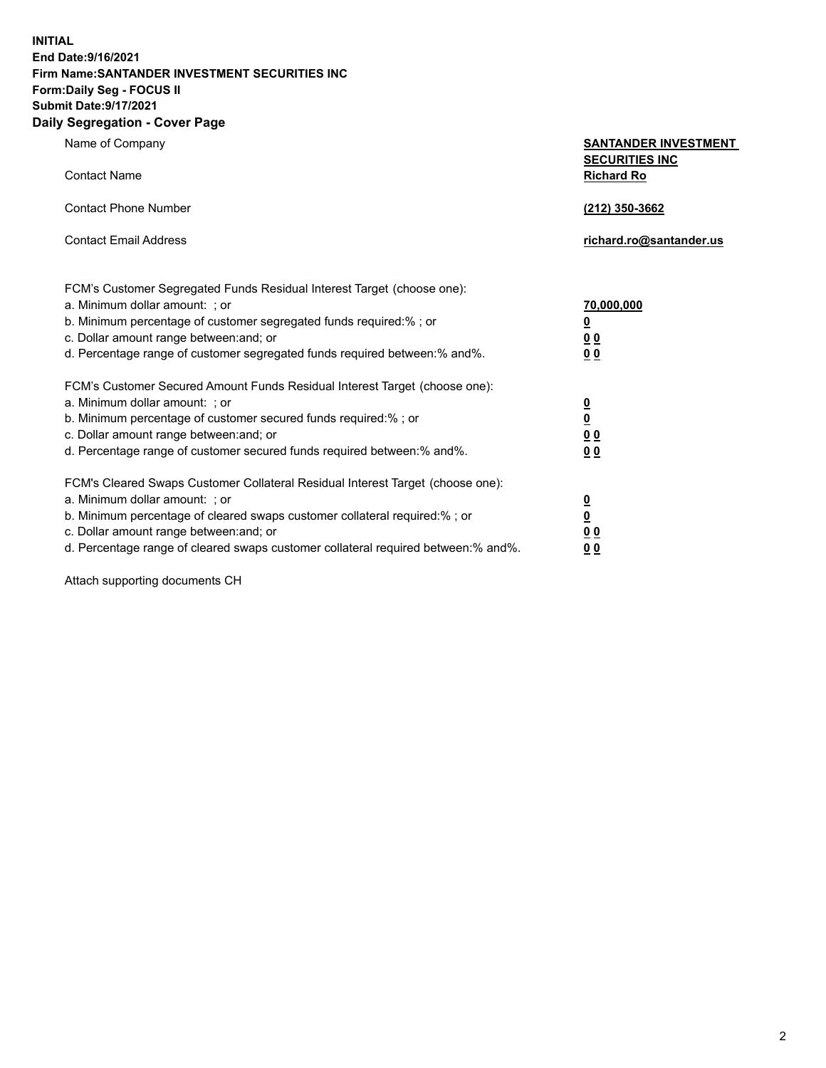**INITIAL**
**End Date:9/16/2021**
**Firm Name:SANTANDER INVESTMENT SECURITIES INC**
**Form:Daily Seg - FOCUS II**
**Submit Date:9/17/2021**

## Daily Segregation - Cover Page

| | |
|---|---|
| Name of Company | **SANTANDER INVESTMENT SECURITIES INC** |
| Contact Name | **Richard Ro** |
| Contact Phone Number | **(212) 350-3662** |
| Contact Email Address | **richard.ro@santander.us** |

| | |
|---|---|
| FCM's Customer Segregated Funds Residual Interest Target (choose one): | |
| a. Minimum dollar amount: ; or | **70,000,000** |
| b. Minimum percentage of customer segregated funds required:% ; or | **0** |
| c. Dollar amount range between:and; or | **0 0** |
| d. Percentage range of customer segregated funds required between:% and%. | **0 0** |
| FCM's Customer Secured Amount Funds Residual Interest Target (choose one): | |
| a. Minimum dollar amount: ; or | **0** |
| b. Minimum percentage of customer secured funds required:% ; or | **0** |
| c. Dollar amount range between:and; or | **0 0** |
| d. Percentage range of customer secured funds required between:% and%. | **0 0** |
| FCM's Cleared Swaps Customer Collateral Residual Interest Target (choose one): | |
| a. Minimum dollar amount: ; or | **0** |
| b. Minimum percentage of cleared swaps customer collateral required:% ; or | **0** |
| c. Dollar amount range between:and; or | **0 0** |
| d. Percentage range of cleared swaps customer collateral required between:% and%. | **0 0** |

Attach supporting documents CH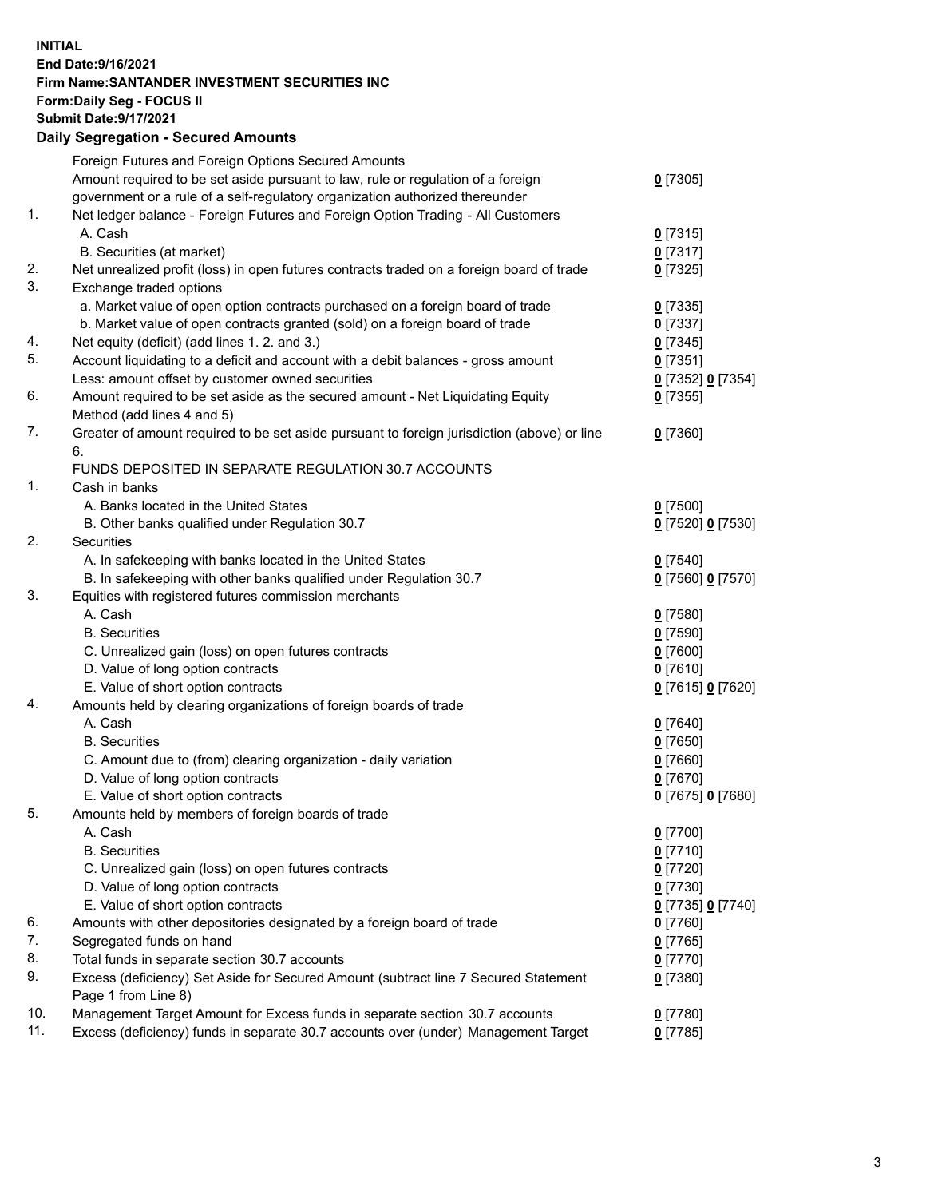**INITIAL**
**End Date:9/16/2021**
**Firm Name:SANTANDER INVESTMENT SECURITIES INC**
**Form:Daily Seg - FOCUS II**
**Submit Date:9/17/2021**

**Daily Segregation - Secured Amounts**

| | | |
|---|---|---|
| | Foreign Futures and Foreign Options Secured Amounts | |
| | Amount required to be set aside pursuant to law, rule or regulation of a foreign government or a rule of a self-regulatory organization authorized thereunder | **0** [7305] |
| 1. | Net ledger balance - Foreign Futures and Foreign Option Trading - All Customers | |
| | A. Cash | **0** [7315] |
| | B. Securities (at market) | **0** [7317] |
| 2. | Net unrealized profit (loss) in open futures contracts traded on a foreign board of trade | **0** [7325] |
| 3. | Exchange traded options | |
| | a. Market value of open option contracts purchased on a foreign board of trade | **0** [7335] |
| | b. Market value of open contracts granted (sold) on a foreign board of trade | **0** [7337] |
| 4. | Net equity (deficit) (add lines 1. 2. and 3.) | **0** [7345] |
| 5. | Account liquidating to a deficit and account with a debit balances - gross amount | **0** [7351] |
| | Less: amount offset by customer owned securities | **0** [7352] **0** [7354] |
| 6. | Amount required to be set aside as the secured amount - Net Liquidating Equity Method (add lines 4 and 5) | **0** [7355] |
| 7. | Greater of amount required to be set aside pursuant to foreign jurisdiction (above) or line 6. | **0** [7360] |
| | FUNDS DEPOSITED IN SEPARATE REGULATION 30.7 ACCOUNTS | |
| 1. | Cash in banks | |
| | A. Banks located in the United States | **0** [7500] |
| | B. Other banks qualified under Regulation 30.7 | **0** [7520] **0** [7530] |
| 2. | Securities | |
| | A. In safekeeping with banks located in the United States | **0** [7540] |
| | B. In safekeeping with other banks qualified under Regulation 30.7 | **0** [7560] **0** [7570] |
| 3. | Equities with registered futures commission merchants | |
| | A. Cash | **0** [7580] |
| | B. Securities | **0** [7590] |
| | C. Unrealized gain (loss) on open futures contracts | **0** [7600] |
| | D. Value of long option contracts | **0** [7610] |
| | E. Value of short option contracts | **0** [7615] **0** [7620] |
| 4. | Amounts held by clearing organizations of foreign boards of trade | |
| | A. Cash | **0** [7640] |
| | B. Securities | **0** [7650] |
| | C. Amount due to (from) clearing organization - daily variation | **0** [7660] |
| | D. Value of long option contracts | **0** [7670] |
| | E. Value of short option contracts | **0** [7675] **0** [7680] |
| 5. | Amounts held by members of foreign boards of trade | |
| | A. Cash | **0** [7700] |
| | B. Securities | **0** [7710] |
| | C. Unrealized gain (loss) on open futures contracts | **0** [7720] |
| | D. Value of long option contracts | **0** [7730] |
| | E. Value of short option contracts | **0** [7735] **0** [7740] |
| 6. | Amounts with other depositories designated by a foreign board of trade | **0** [7760] |
| 7. | Segregated funds on hand | **0** [7765] |
| 8. | Total funds in separate section 30.7 accounts | **0** [7770] |
| 9. | Excess (deficiency) Set Aside for Secured Amount (subtract line 7 Secured Statement Page 1 from Line 8) | **0** [7380] |
| 10. | Management Target Amount for Excess funds in separate section 30.7 accounts | **0** [7780] |
| 11. | Excess (deficiency) funds in separate 30.7 accounts over (under) Management Target | **0** [7785] |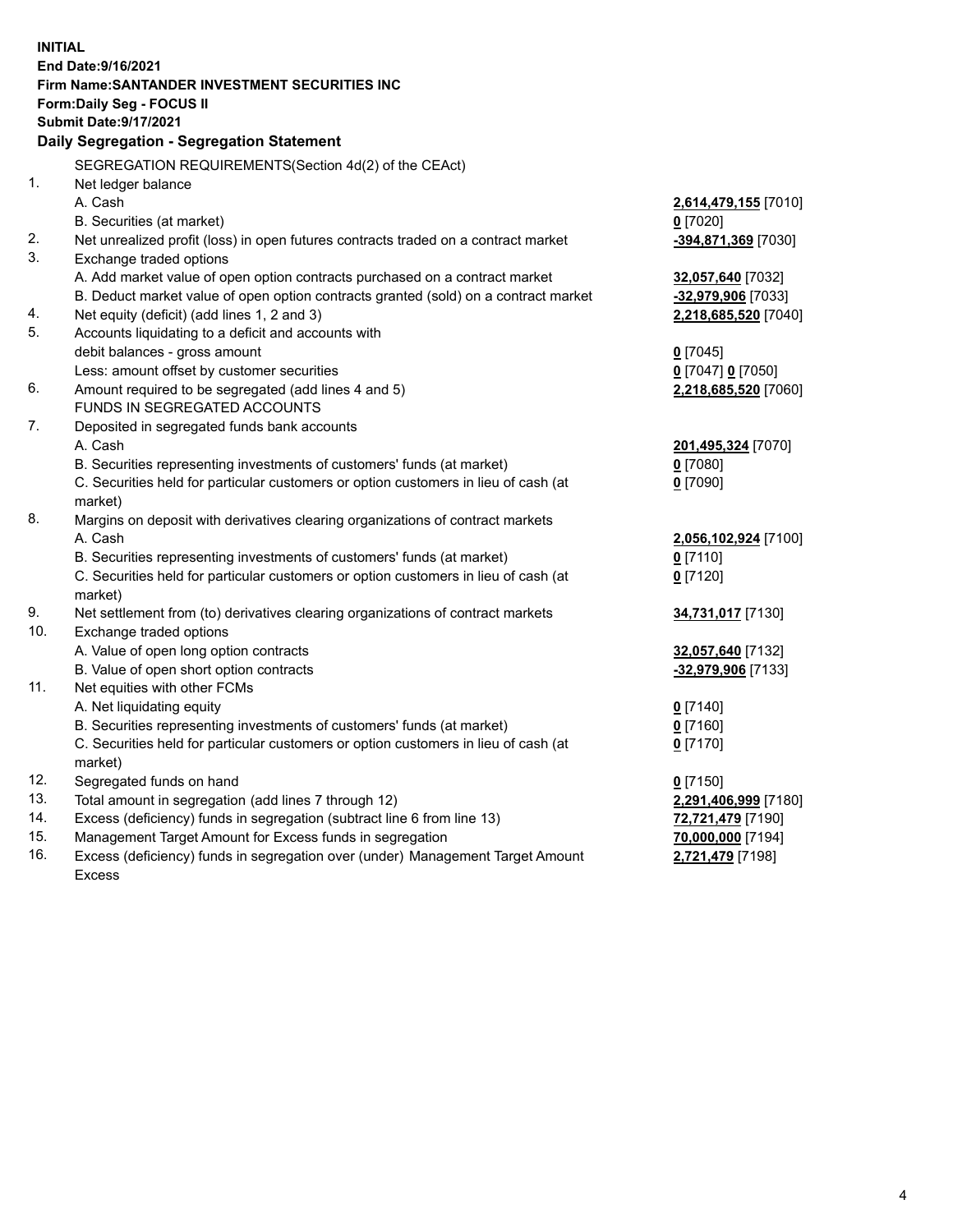**INITIAL**
**End Date:9/16/2021**
**Firm Name:SANTANDER INVESTMENT SECURITIES INC**
**Form:Daily Seg - FOCUS II**
**Submit Date:9/17/2021**

**Daily Segregation - Segregation Statement**

| | | |
|---|---|---|
| | SEGREGATION REQUIREMENTS(Section 4d(2) of the CEAct) | |
| 1. | Net ledger balance | |
| | A. Cash | **2,614,479,155** [7010] |
| | B. Securities (at market) | **0** [7020] |
| 2. | Net unrealized profit (loss) in open futures contracts traded on a contract market | **-394,871,369** [7030] |
| 3. | Exchange traded options | |
| | A. Add market value of open option contracts purchased on a contract market | **32,057,640** [7032] |
| | B. Deduct market value of open option contracts granted (sold) on a contract market | **-32,979,906** [7033] |
| 4. | Net equity (deficit) (add lines 1, 2 and 3) | **2,218,685,520** [7040] |
| 5. | Accounts liquidating to a deficit and accounts with debit balances - gross amount | **0** [7045] |
| | Less: amount offset by customer securities | **0** [7047] **0** [7050] |
| 6. | Amount required to be segregated (add lines 4 and 5) | **2,218,685,520** [7060] |
| | FUNDS IN SEGREGATED ACCOUNTS | |
| 7. | Deposited in segregated funds bank accounts | |
| | A. Cash | **201,495,324** [7070] |
| | B. Securities representing investments of customers' funds (at market) | **0** [7080] |
| | C. Securities held for particular customers or option customers in lieu of cash (at market) | **0** [7090] |
| 8. | Margins on deposit with derivatives clearing organizations of contract markets | |
| | A. Cash | **2,056,102,924** [7100] |
| | B. Securities representing investments of customers' funds (at market) | **0** [7110] |
| | C. Securities held for particular customers or option customers in lieu of cash (at market) | **0** [7120] |
| 9. | Net settlement from (to) derivatives clearing organizations of contract markets | **34,731,017** [7130] |
| 10. | Exchange traded options | |
| | A. Value of open long option contracts | **32,057,640** [7132] |
| | B. Value of open short option contracts | **-32,979,906** [7133] |
| 11. | Net equities with other FCMs | |
| | A. Net liquidating equity | **0** [7140] |
| | B. Securities representing investments of customers' funds (at market) | **0** [7160] |
| | C. Securities held for particular customers or option customers in lieu of cash (at market) | **0** [7170] |
| 12. | Segregated funds on hand | **0** [7150] |
| 13. | Total amount in segregation (add lines 7 through 12) | **2,291,406,999** [7180] |
| 14. | Excess (deficiency) funds in segregation (subtract line 6 from line 13) | **72,721,479** [7190] |
| 15. | Management Target Amount for Excess funds in segregation | **70,000,000** [7194] |
| 16. | Excess (deficiency) funds in segregation over (under) Management Target Amount Excess | **2,721,479** [7198] |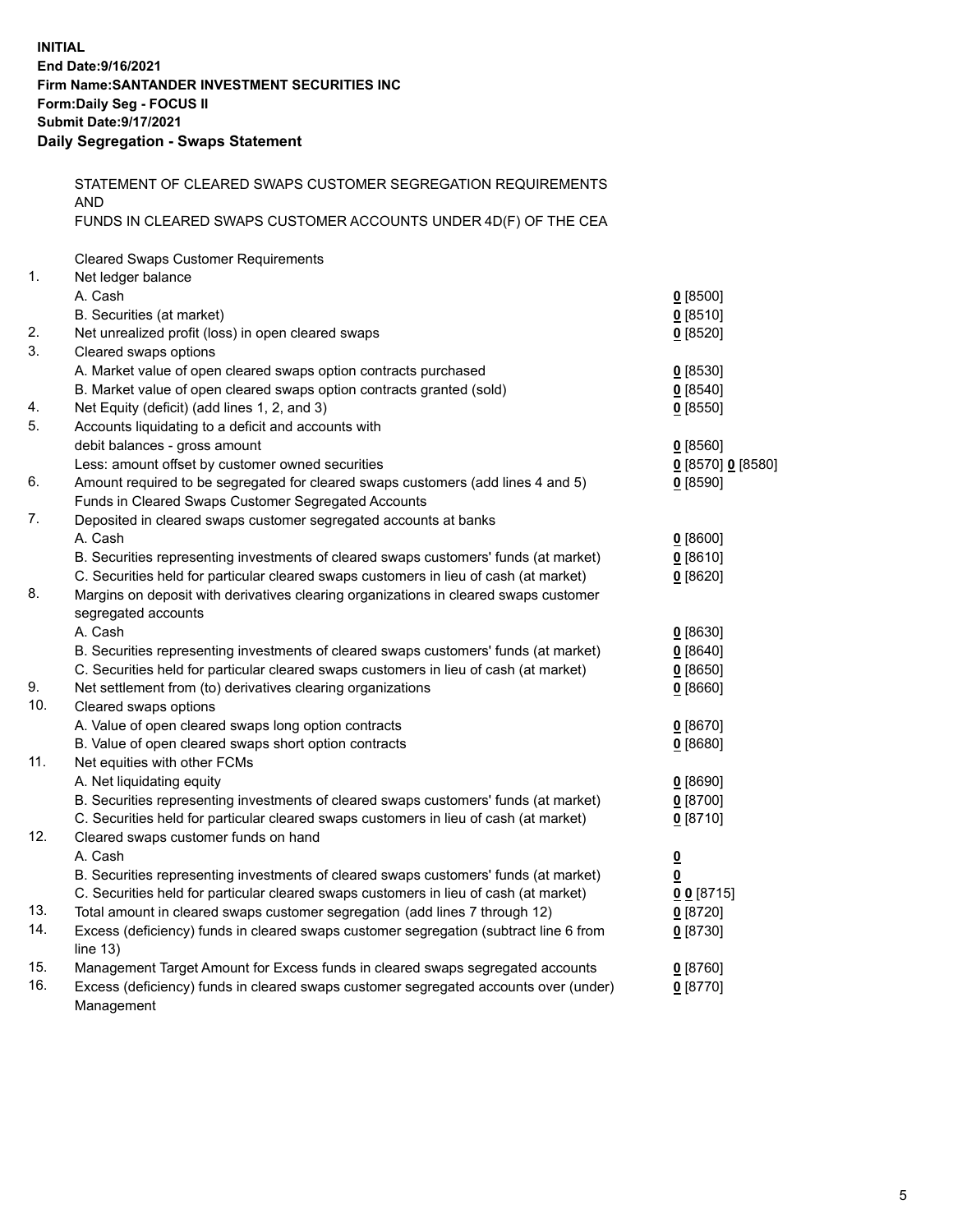**INITIAL**
**End Date:9/16/2021**
**Firm Name:SANTANDER INVESTMENT SECURITIES INC**
**Form:Daily Seg - FOCUS II**
**Submit Date:9/17/2021**
**Daily Segregation - Swaps Statement**

STATEMENT OF CLEARED SWAPS CUSTOMER SEGREGATION REQUIREMENTS AND FUNDS IN CLEARED SWAPS CUSTOMER ACCOUNTS UNDER 4D(F) OF THE CEA

| | | |
|---|---|---|
| | Cleared Swaps Customer Requirements | |
| 1. | Net ledger balance | |
| | A. Cash | 0 [8500] |
| | B. Securities (at market) | 0 [8510] |
| 2. | Net unrealized profit (loss) in open cleared swaps | 0 [8520] |
| 3. | Cleared swaps options | |
| | A. Market value of open cleared swaps option contracts purchased | 0 [8530] |
| | B. Market value of open cleared swaps option contracts granted (sold) | 0 [8540] |
| 4. | Net Equity (deficit) (add lines 1, 2, and 3) | 0 [8550] |
| 5. | Accounts liquidating to a deficit and accounts with debit balances - gross amount | 0 [8560] |
| | Less: amount offset by customer owned securities | 0 [8570] 0 [8580] |
| 6. | Amount required to be segregated for cleared swaps customers (add lines 4 and 5) | 0 [8590] |
| | Funds in Cleared Swaps Customer Segregated Accounts | |
| 7. | Deposited in cleared swaps customer segregated accounts at banks | |
| | A. Cash | 0 [8600] |
| | B. Securities representing investments of cleared swaps customers' funds (at market) | 0 [8610] |
| | C. Securities held for particular cleared swaps customers in lieu of cash (at market) | 0 [8620] |
| 8. | Margins on deposit with derivatives clearing organizations in cleared swaps customer segregated accounts | |
| | A. Cash | 0 [8630] |
| | B. Securities representing investments of cleared swaps customers' funds (at market) | 0 [8640] |
| | C. Securities held for particular cleared swaps customers in lieu of cash (at market) | 0 [8650] |
| 9. | Net settlement from (to) derivatives clearing organizations | 0 [8660] |
| 10. | Cleared swaps options | |
| | A. Value of open cleared swaps long option contracts | 0 [8670] |
| | B. Value of open cleared swaps short option contracts | 0 [8680] |
| 11. | Net equities with other FCMs | |
| | A. Net liquidating equity | 0 [8690] |
| | B. Securities representing investments of cleared swaps customers' funds (at market) | 0 [8700] |
| | C. Securities held for particular cleared swaps customers in lieu of cash (at market) | 0 [8710] |
| 12. | Cleared swaps customer funds on hand | |
| | A. Cash | 0 |
| | B. Securities representing investments of cleared swaps customers' funds (at market) | 0 |
| | C. Securities held for particular cleared swaps customers in lieu of cash (at market) | 0 0 [8715] |
| 13. | Total amount in cleared swaps customer segregation (add lines 7 through 12) | 0 [8720] |
| 14. | Excess (deficiency) funds in cleared swaps customer segregation (subtract line 6 from line 13) | 0 [8730] |
| 15. | Management Target Amount for Excess funds in cleared swaps segregated accounts | 0 [8760] |
| 16. | Excess (deficiency) funds in cleared swaps customer segregated accounts over (under) Management | 0 [8770] |